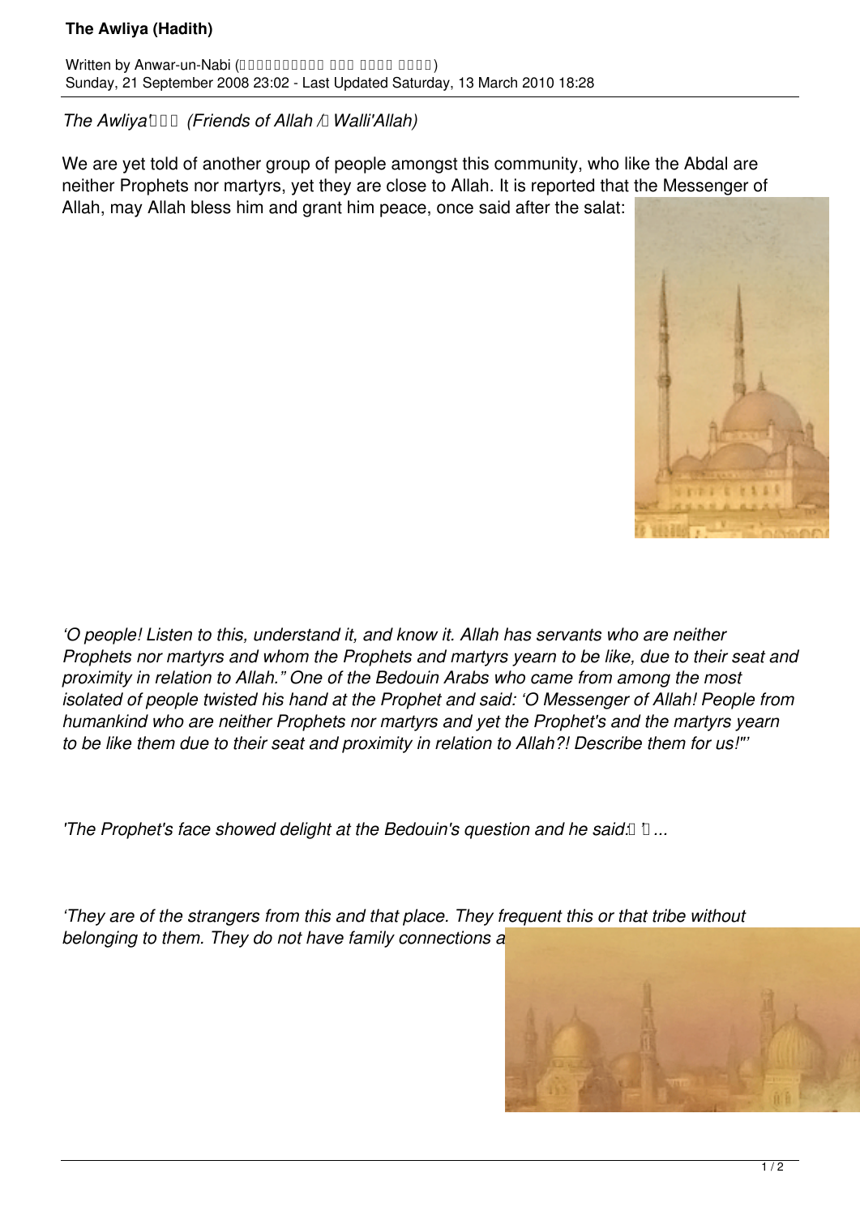# The Awliya (Hadith)

Written by Anwar-un-Nabi
Sunday, 21 September 2008 23:02 - Last Updated Saturday, 13 March 2010 18:28

*The Awliya' (Friends of Allah / Walli'Allah)*

We are yet told of another group of people amongst this community, who like the Abdal are neither Prophets nor martyrs, yet they are close to Allah. It is reported that the Messenger of Allah, may Allah bless him and grant him peace, once said after the salat:

*'O people! Listen to this, understand it, and know it. Allah has servants who are neither Prophets nor martyrs and whom the Prophets and martyrs yearn to be like, due to their seat and proximity in relation to Allah." One of the Bedouin Arabs who came from among the most isolated of people twisted his hand at the Prophet and said: 'O Messenger of Allah! People from humankind who are neither Prophets nor martyrs and yet the Prophet's and the martyrs yearn to be like them due to their seat and proximity in relation to Allah?! Describe them for us!"'*

*'The Prophet's face showed delight at the Bedouin's question and he said: '...*

*'They are of the strangers from this and that place. They frequent this or that tribe without belonging to them. They do not have family connections a*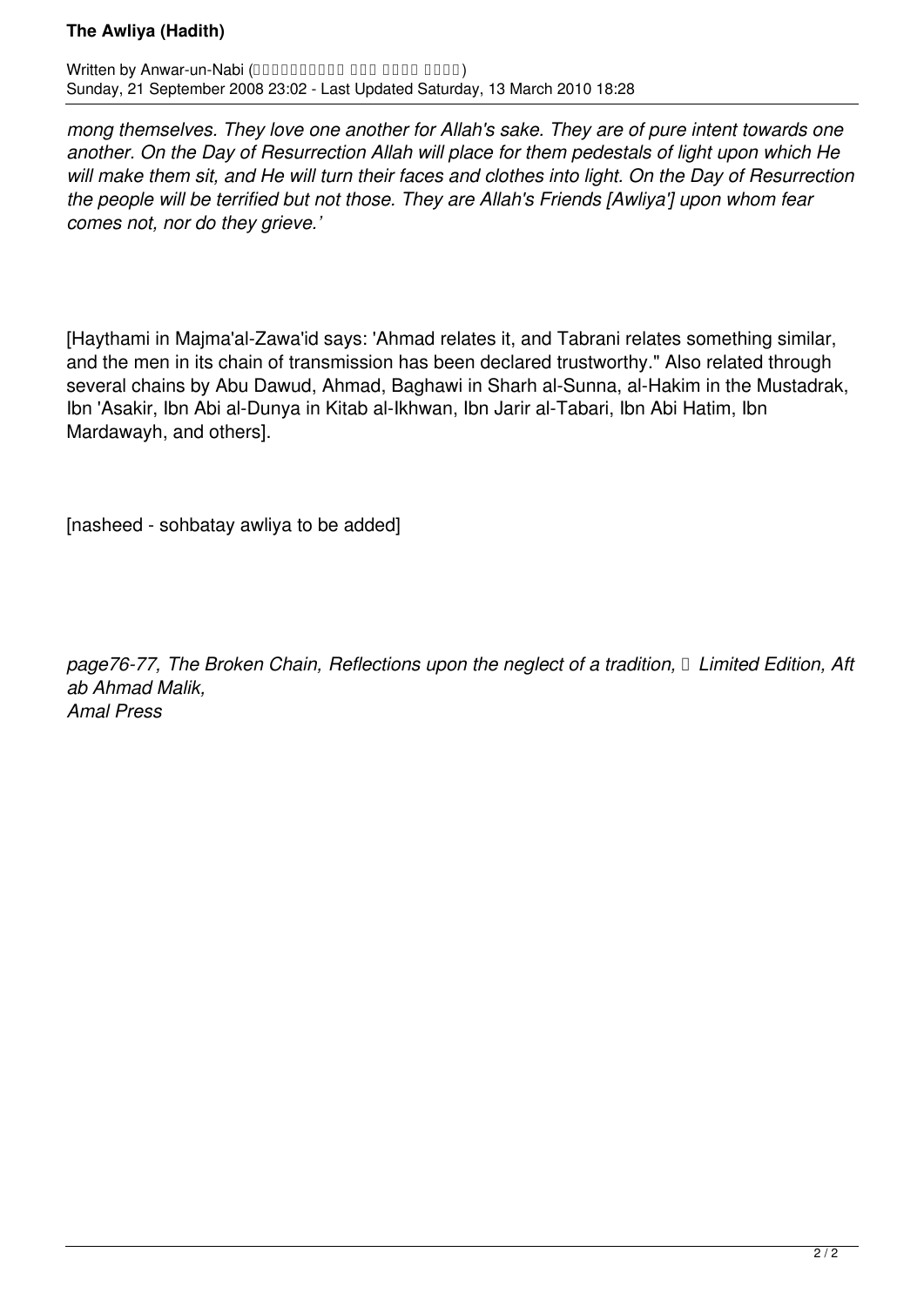*mong themselves. They love one another for Allah's sake. They are of pure intent towards one another. On the Day of Resurrection Allah will place for them pedestals of light upon which He will make them sit, and He will turn their faces and clothes into light. On the Day of Resurrection the people will be terrified but not those. They are Allah's Friends [Awliya'] upon whom fear comes not, nor do they grieve.'*

[Haythami in Majma'al-Zawa'id says: 'Ahmad relates it, and Tabrani relates something similar, and the men in its chain of transmission has been declared trustworthy." Also related through several chains by Abu Dawud, Ahmad, Baghawi in Sharh al-Sunna, al-Hakim in the Mustadrak, Ibn 'Asakir, Ibn Abi al-Dunya in Kitab al-Ikhwan, Ibn Jarir al-Tabari, Ibn Abi Hatim, Ibn Mardawayh, and others].

[nasheed - sohbatay awliya to be added]

*page76-77, The Broken Chain, Reflections upon the neglect of a tradition, Limited Edition, Aftab Ahmad Malik, Amal Press*